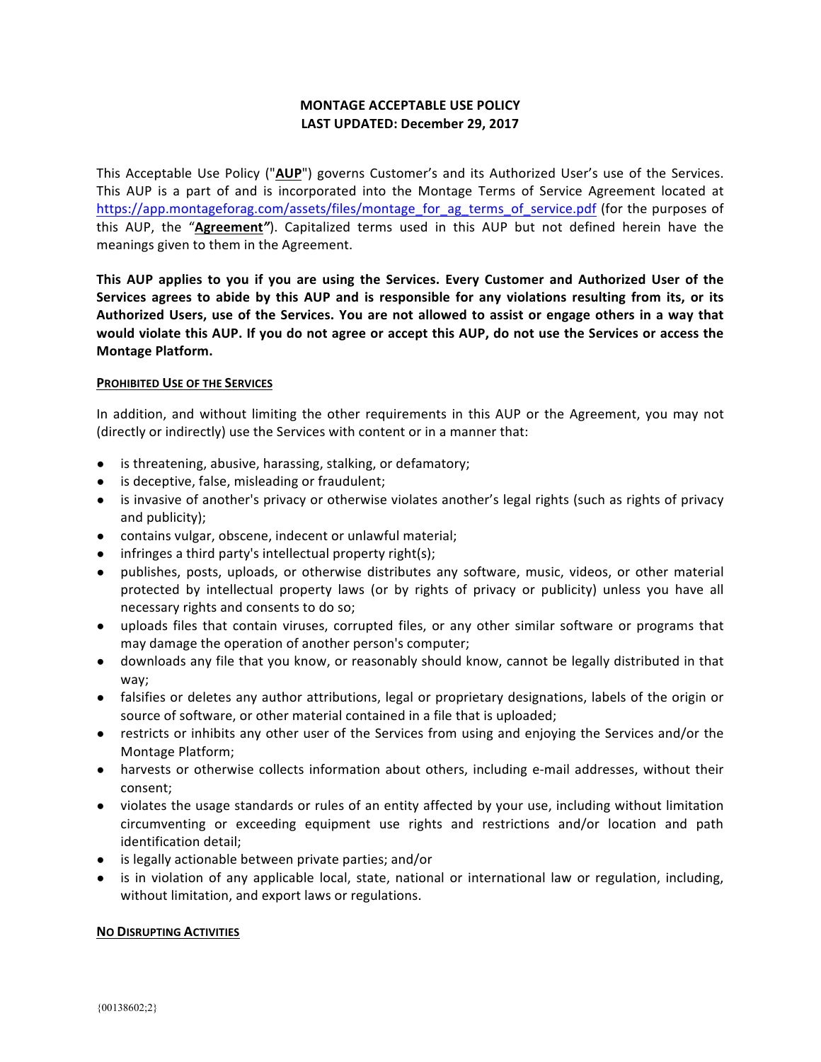# MONTAGE ACCEPTABLE USE POLICY
## LAST UPDATED: December 29, 2017

This Acceptable Use Policy ("**AUP**") governs Customer's and its Authorized User's use of the Services. This AUP is a part of and is incorporated into the Montage Terms of Service Agreement located at https://app.montageforag.com/assets/files/montage_for_ag_terms_of_service.pdf (for the purposes of this AUP, the "**Agreement**"). Capitalized terms used in this AUP but not defined herein have the meanings given to them in the Agreement.

**This AUP applies to you if you are using the Services. Every Customer and Authorized User of the Services agrees to abide by this AUP and is responsible for any violations resulting from its, or its Authorized Users, use of the Services. You are not allowed to assist or engage others in a way that would violate this AUP. If you do not agree or accept this AUP, do not use the Services or access the Montage Platform.**

### PROHIBITED USE OF THE SERVICES

In addition, and without limiting the other requirements in this AUP or the Agreement, you may not (directly or indirectly) use the Services with content or in a manner that:

- is threatening, abusive, harassing, stalking, or defamatory;
- is deceptive, false, misleading or fraudulent;
- is invasive of another's privacy or otherwise violates another's legal rights (such as rights of privacy and publicity);
- contains vulgar, obscene, indecent or unlawful material;
- infringes a third party's intellectual property right(s);
- publishes, posts, uploads, or otherwise distributes any software, music, videos, or other material protected by intellectual property laws (or by rights of privacy or publicity) unless you have all necessary rights and consents to do so;
- uploads files that contain viruses, corrupted files, or any other similar software or programs that may damage the operation of another person's computer;
- downloads any file that you know, or reasonably should know, cannot be legally distributed in that way;
- falsifies or deletes any author attributions, legal or proprietary designations, labels of the origin or source of software, or other material contained in a file that is uploaded;
- restricts or inhibits any other user of the Services from using and enjoying the Services and/or the Montage Platform;
- harvests or otherwise collects information about others, including e-mail addresses, without their consent;
- violates the usage standards or rules of an entity affected by your use, including without limitation circumventing or exceeding equipment use rights and restrictions and/or location and path identification detail;
- is legally actionable between private parties; and/or
- is in violation of any applicable local, state, national or international law or regulation, including, without limitation, and export laws or regulations.

### NO DISRUPTING ACTIVITIES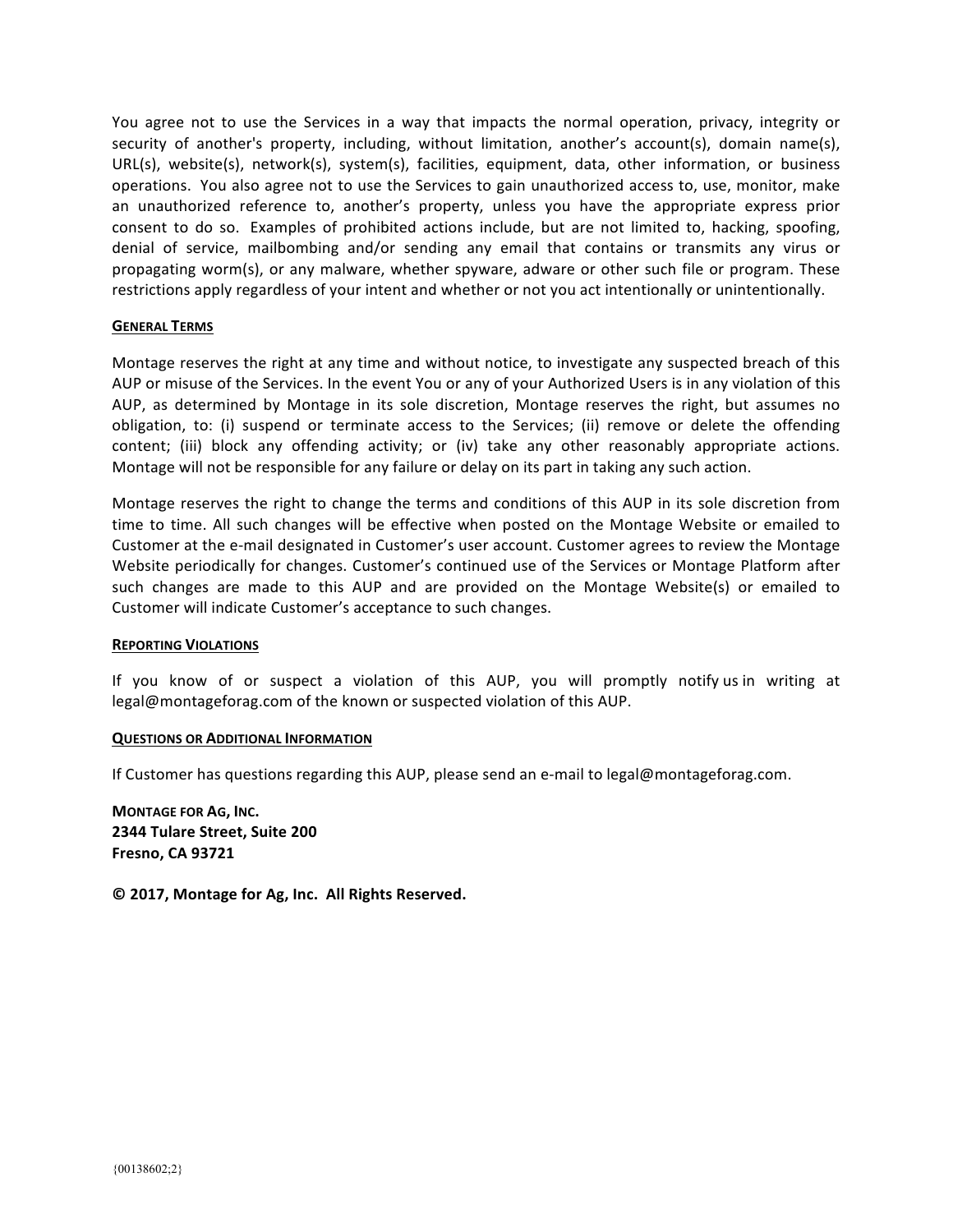You agree not to use the Services in a way that impacts the normal operation, privacy, integrity or security of another's property, including, without limitation, another's account(s), domain name(s), URL(s), website(s), network(s), system(s), facilities, equipment, data, other information, or business operations. You also agree not to use the Services to gain unauthorized access to, use, monitor, make an unauthorized reference to, another's property, unless you have the appropriate express prior consent to do so. Examples of prohibited actions include, but are not limited to, hacking, spoofing, denial of service, mailbombing and/or sending any email that contains or transmits any virus or propagating worm(s), or any malware, whether spyware, adware or other such file or program. These restrictions apply regardless of your intent and whether or not you act intentionally or unintentionally.

**GENERAL TERMS**

Montage reserves the right at any time and without notice, to investigate any suspected breach of this AUP or misuse of the Services. In the event You or any of your Authorized Users is in any violation of this AUP, as determined by Montage in its sole discretion, Montage reserves the right, but assumes no obligation, to: (i) suspend or terminate access to the Services; (ii) remove or delete the offending content; (iii) block any offending activity; or (iv) take any other reasonably appropriate actions. Montage will not be responsible for any failure or delay on its part in taking any such action.

Montage reserves the right to change the terms and conditions of this AUP in its sole discretion from time to time. All such changes will be effective when posted on the Montage Website or emailed to Customer at the e-mail designated in Customer's user account. Customer agrees to review the Montage Website periodically for changes. Customer's continued use of the Services or Montage Platform after such changes are made to this AUP and are provided on the Montage Website(s) or emailed to Customer will indicate Customer's acceptance to such changes.

**REPORTING VIOLATIONS**

If you know of or suspect a violation of this AUP, you will promptly notify us in writing at legal@montageforag.com of the known or suspected violation of this AUP.

**QUESTIONS OR ADDITIONAL INFORMATION**

If Customer has questions regarding this AUP, please send an e-mail to legal@montageforag.com.

**MONTAGE FOR AG, INC.**
**2344 Tulare Street, Suite 200**
**Fresno, CA 93721**

**© 2017, Montage for Ag, Inc. All Rights Reserved.**

{00138602;2}